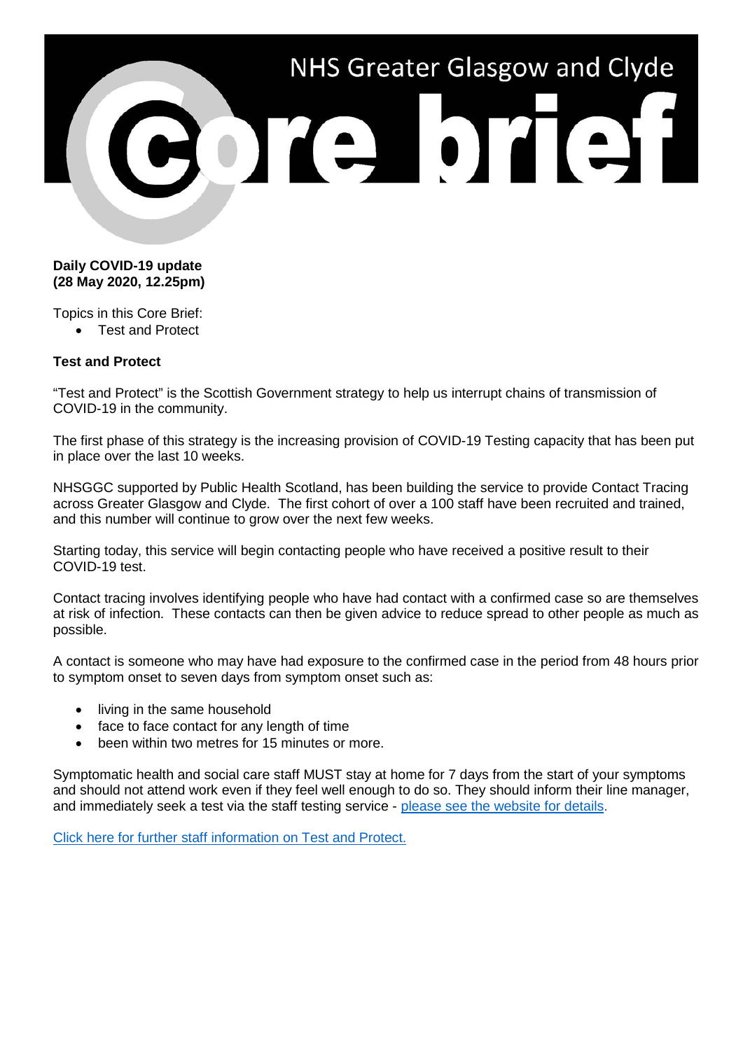# NHS Greater Glasgow and Clyde

# Core brief

**Daily COVID-19 update**
**(28 May 2020, 12.25pm)**

Topics in this Core Brief:

- Test and Protect

## Test and Protect

"Test and Protect" is the Scottish Government strategy to help us interrupt chains of transmission of COVID-19 in the community.

The first phase of this strategy is the increasing provision of COVID-19 Testing capacity that has been put in place over the last 10 weeks.

NHSGGC supported by Public Health Scotland, has been building the service to provide Contact Tracing across Greater Glasgow and Clyde. The first cohort of over a 100 staff have been recruited and trained, and this number will continue to grow over the next few weeks.

Starting today, this service will begin contacting people who have received a positive result to their COVID-19 test.

Contact tracing involves identifying people who have had contact with a confirmed case so are themselves at risk of infection. These contacts can then be given advice to reduce spread to other people as much as possible.

A contact is someone who may have had exposure to the confirmed case in the period from 48 hours prior to symptom onset to seven days from symptom onset such as:

- living in the same household
- face to face contact for any length of time
- been within two metres for 15 minutes or more.

Symptomatic health and social care staff MUST stay at home for 7 days from the start of your symptoms and should not attend work even if they feel well enough to do so. They should inform their line manager, and immediately seek a test via the staff testing service - please see the website for details.

Click here for further staff information on Test and Protect.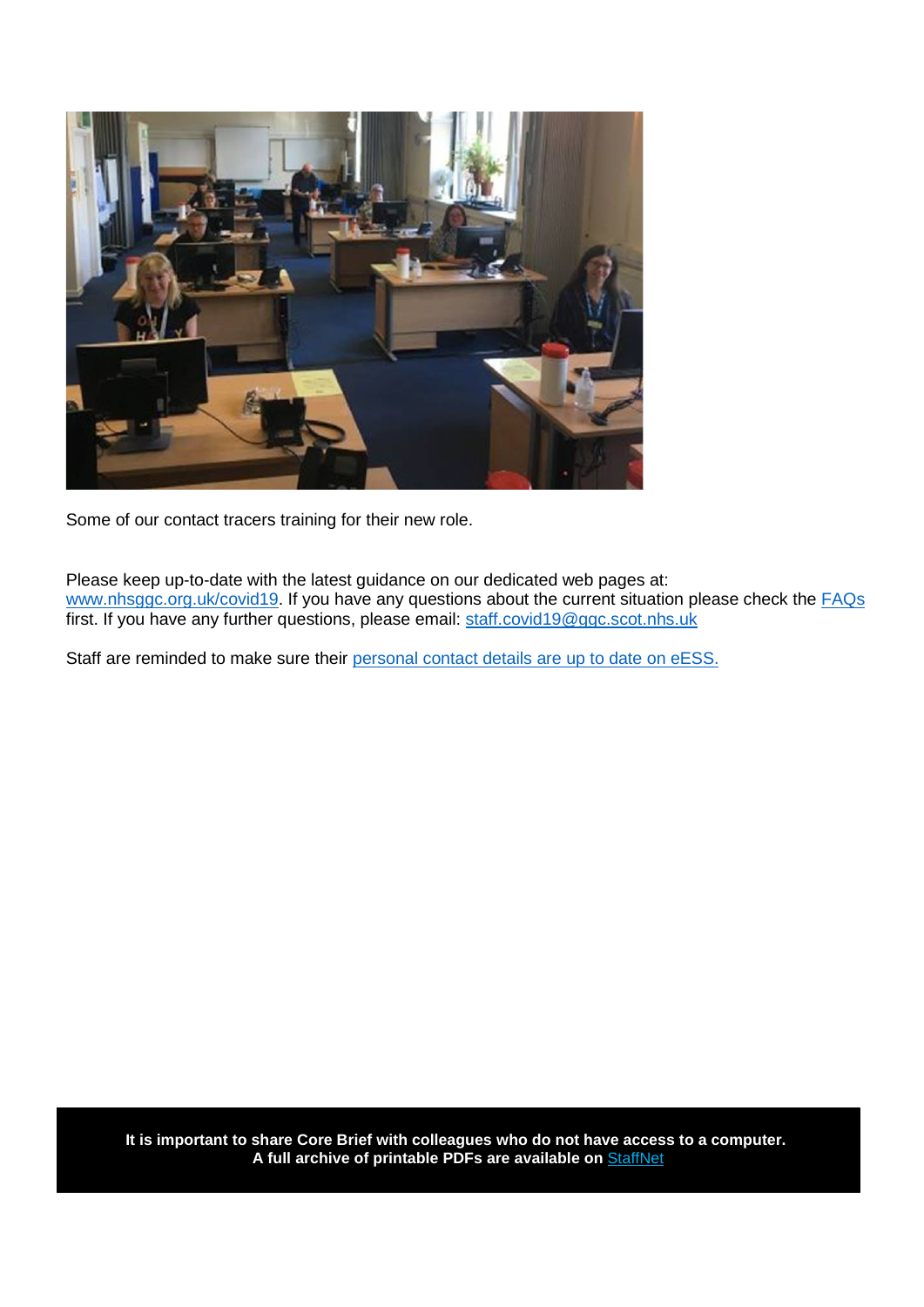Some of our contact tracers training for their new role.

Please keep up-to-date with the latest guidance on our dedicated web pages at: www.nhsggc.org.uk/covid19. If you have any questions about the current situation please check the FAQs first. If you have any further questions, please email: staff.covid19@ggc.scot.nhs.uk

Staff are reminded to make sure their personal contact details are up to date on eESS.

**It is important to share Core Brief with colleagues who do not have access to a computer. A full archive of printable PDFs are available on** StaffNet